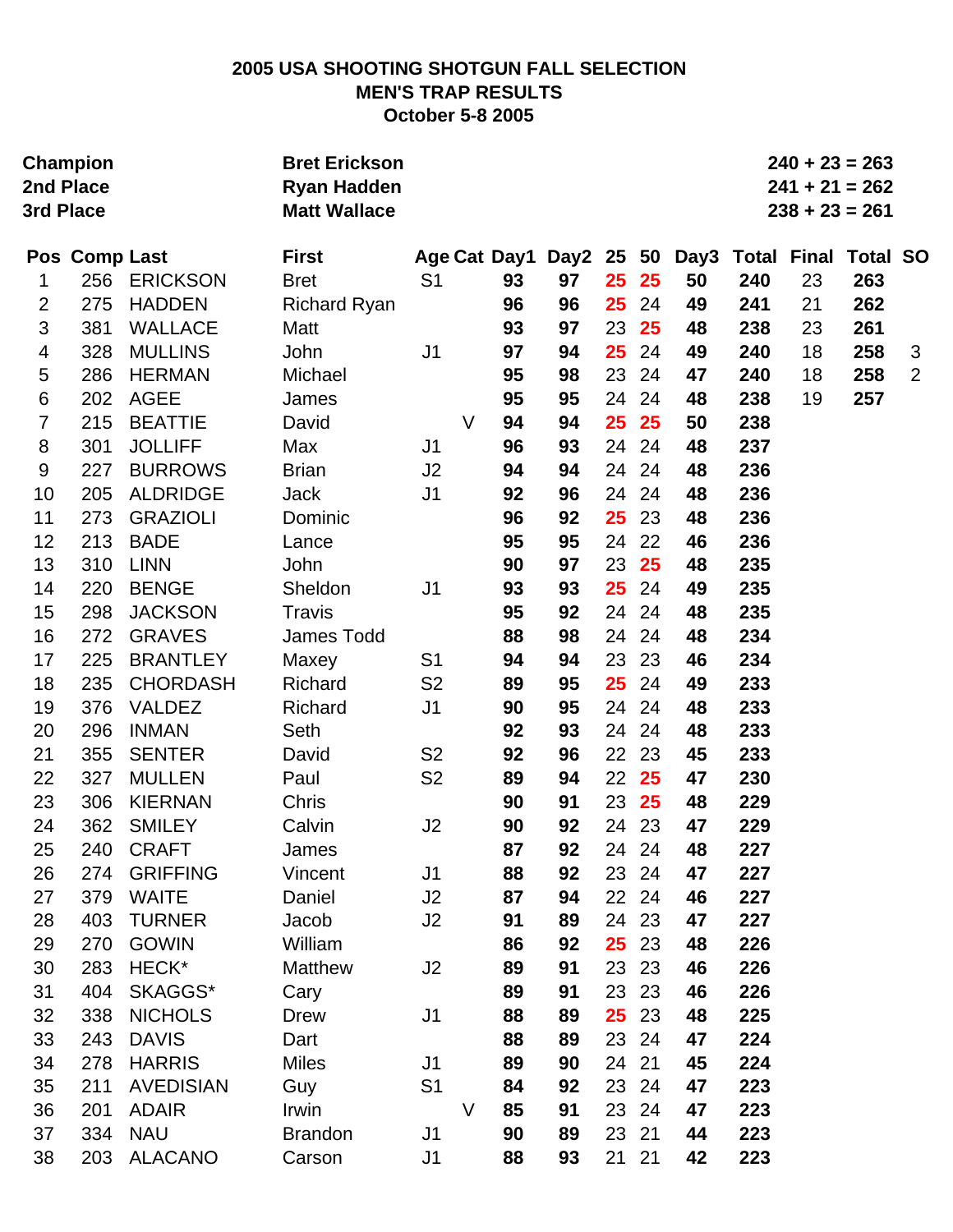# 2005 USA SHOOTING SHOTGUN FALL SELECTION
## MEN'S TRAP RESULTS
### October 5-8 2005

| | | |
|---|---|---|
| **Champion** | **Bret Erickson** | **240 + 23 = 263** |
| **2nd Place** | **Ryan Hadden** | **241 + 21 = 262** |
| **3rd Place** | **Matt Wallace** | **238 + 23 = 261** |

| Pos | Comp | Last | First | Age | Cat | Day1 | Day2 | 25 | 50 | Day3 | Total | Final | Total | SO |
|---|---|---|---|---|---|---|---|---|---|---|---|---|---|---|
| 1 | 256 | ERICKSON | Bret | S1 | | 93 | 97 | 25 | 25 | 50 | 240 | 23 | 263 | |
| 2 | 275 | HADDEN | Richard Ryan | | | 96 | 96 | 25 | 24 | 49 | 241 | 21 | 262 | |
| 3 | 381 | WALLACE | Matt | | | 93 | 97 | 23 | 25 | 48 | 238 | 23 | 261 | |
| 4 | 328 | MULLINS | John | J1 | | 97 | 94 | 25 | 24 | 49 | 240 | 18 | 258 | 3 |
| 5 | 286 | HERMAN | Michael | | | 95 | 98 | 23 | 24 | 47 | 240 | 18 | 258 | 2 |
| 6 | 202 | AGEE | James | | | 95 | 95 | 24 | 24 | 48 | 238 | 19 | 257 | |
| 7 | 215 | BEATTIE | David | | V | 94 | 94 | 25 | 25 | 50 | 238 | | | |
| 8 | 301 | JOLLIFF | Max | J1 | | 96 | 93 | 24 | 24 | 48 | 237 | | | |
| 9 | 227 | BURROWS | Brian | J2 | | 94 | 94 | 24 | 24 | 48 | 236 | | | |
| 10 | 205 | ALDRIDGE | Jack | J1 | | 92 | 96 | 24 | 24 | 48 | 236 | | | |
| 11 | 273 | GRAZIOLI | Dominic | | | 96 | 92 | 25 | 23 | 48 | 236 | | | |
| 12 | 213 | BADE | Lance | | | 95 | 95 | 24 | 22 | 46 | 236 | | | |
| 13 | 310 | LINN | John | | | 90 | 97 | 23 | 25 | 48 | 235 | | | |
| 14 | 220 | BENGE | Sheldon | J1 | | 93 | 93 | 25 | 24 | 49 | 235 | | | |
| 15 | 298 | JACKSON | Travis | | | 95 | 92 | 24 | 24 | 48 | 235 | | | |
| 16 | 272 | GRAVES | James Todd | | | 88 | 98 | 24 | 24 | 48 | 234 | | | |
| 17 | 225 | BRANTLEY | Maxey | S1 | | 94 | 94 | 23 | 23 | 46 | 234 | | | |
| 18 | 235 | CHORDASH | Richard | S2 | | 89 | 95 | 25 | 24 | 49 | 233 | | | |
| 19 | 376 | VALDEZ | Richard | J1 | | 90 | 95 | 24 | 24 | 48 | 233 | | | |
| 20 | 296 | INMAN | Seth | | | 92 | 93 | 24 | 24 | 48 | 233 | | | |
| 21 | 355 | SENTER | David | S2 | | 92 | 96 | 22 | 23 | 45 | 233 | | | |
| 22 | 327 | MULLEN | Paul | S2 | | 89 | 94 | 22 | 25 | 47 | 230 | | | |
| 23 | 306 | KIERNAN | Chris | | | 90 | 91 | 23 | 25 | 48 | 229 | | | |
| 24 | 362 | SMILEY | Calvin | J2 | | 90 | 92 | 24 | 23 | 47 | 229 | | | |
| 25 | 240 | CRAFT | James | | | 87 | 92 | 24 | 24 | 48 | 227 | | | |
| 26 | 274 | GRIFFING | Vincent | J1 | | 88 | 92 | 23 | 24 | 47 | 227 | | | |
| 27 | 379 | WAITE | Daniel | J2 | | 87 | 94 | 22 | 24 | 46 | 227 | | | |
| 28 | 403 | TURNER | Jacob | J2 | | 91 | 89 | 24 | 23 | 47 | 227 | | | |
| 29 | 270 | GOWIN | William | | | 86 | 92 | 25 | 23 | 48 | 226 | | | |
| 30 | 283 | HECK* | Matthew | J2 | | 89 | 91 | 23 | 23 | 46 | 226 | | | |
| 31 | 404 | SKAGGS* | Cary | | | 89 | 91 | 23 | 23 | 46 | 226 | | | |
| 32 | 338 | NICHOLS | Drew | J1 | | 88 | 89 | 25 | 23 | 48 | 225 | | | |
| 33 | 243 | DAVIS | Dart | | | 88 | 89 | 23 | 24 | 47 | 224 | | | |
| 34 | 278 | HARRIS | Miles | J1 | | 89 | 90 | 24 | 21 | 45 | 224 | | | |
| 35 | 211 | AVEDISIAN | Guy | S1 | | 84 | 92 | 23 | 24 | 47 | 223 | | | |
| 36 | 201 | ADAIR | Irwin | | V | 85 | 91 | 23 | 24 | 47 | 223 | | | |
| 37 | 334 | NAU | Brandon | J1 | | 90 | 89 | 23 | 21 | 44 | 223 | | | |
| 38 | 203 | ALACANO | Carson | J1 | | 88 | 93 | 21 | 21 | 42 | 223 | | | |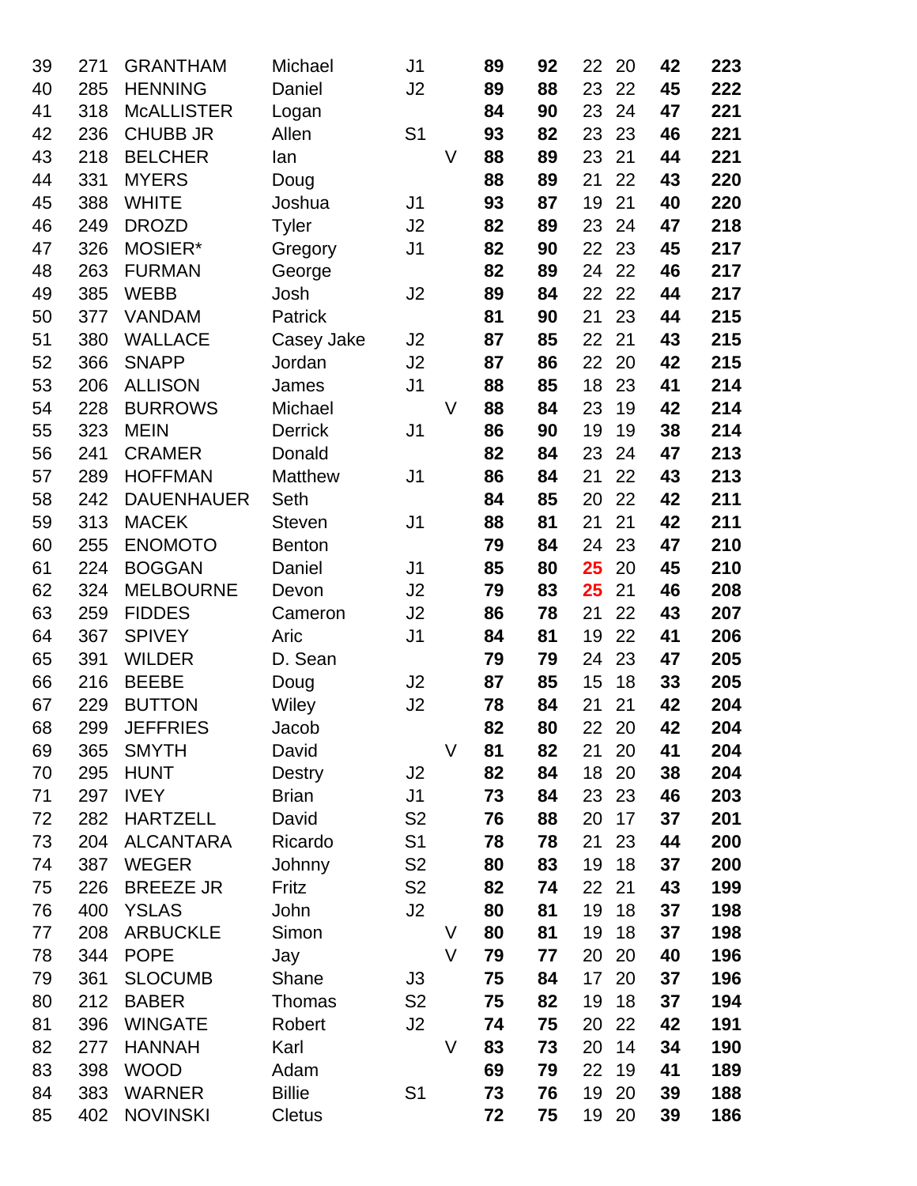| | | | | | | | | | | | |
|---|---|---|---|---|---|---|---|---|---|---|---|
| 39 | 271 | GRANTHAM | Michael | J1 | | **89** | **92** | 22 | 20 | **42** | **223** |
| 40 | 285 | HENNING | Daniel | J2 | | **89** | **88** | 23 | 22 | **45** | **222** |
| 41 | 318 | McALLISTER | Logan | | | **84** | **90** | 23 | 24 | **47** | **221** |
| 42 | 236 | CHUBB JR | Allen | S1 | | **93** | **82** | 23 | 23 | **46** | **221** |
| 43 | 218 | BELCHER | Ian | | V | **88** | **89** | 23 | 21 | **44** | **221** |
| 44 | 331 | MYERS | Doug | | | **88** | **89** | 21 | 22 | **43** | **220** |
| 45 | 388 | WHITE | Joshua | J1 | | **93** | **87** | 19 | 21 | **40** | **220** |
| 46 | 249 | DROZD | Tyler | J2 | | **82** | **89** | 23 | 24 | **47** | **218** |
| 47 | 326 | MOSIER* | Gregory | J1 | | **82** | **90** | 22 | 23 | **45** | **217** |
| 48 | 263 | FURMAN | George | | | **82** | **89** | 24 | 22 | **46** | **217** |
| 49 | 385 | WEBB | Josh | J2 | | **89** | **84** | 22 | 22 | **44** | **217** |
| 50 | 377 | VANDAM | Patrick | | | **81** | **90** | 21 | 23 | **44** | **215** |
| 51 | 380 | WALLACE | Casey Jake | J2 | | **87** | **85** | 22 | 21 | **43** | **215** |
| 52 | 366 | SNAPP | Jordan | J2 | | **87** | **86** | 22 | 20 | **42** | **215** |
| 53 | 206 | ALLISON | James | J1 | | **88** | **85** | 18 | 23 | **41** | **214** |
| 54 | 228 | BURROWS | Michael | | V | **88** | **84** | 23 | 19 | **42** | **214** |
| 55 | 323 | MEIN | Derrick | J1 | | **86** | **90** | 19 | 19 | **38** | **214** |
| 56 | 241 | CRAMER | Donald | | | **82** | **84** | 23 | 24 | **47** | **213** |
| 57 | 289 | HOFFMAN | Matthew | J1 | | **86** | **84** | 21 | 22 | **43** | **213** |
| 58 | 242 | DAUENHAUER | Seth | | | **84** | **85** | 20 | 22 | **42** | **211** |
| 59 | 313 | MACEK | Steven | J1 | | **88** | **81** | 21 | 21 | **42** | **211** |
| 60 | 255 | ENOMOTO | Benton | | | **79** | **84** | 24 | 23 | **47** | **210** |
| 61 | 224 | BOGGAN | Daniel | J1 | | **85** | **80** | **25** | 20 | **45** | **210** |
| 62 | 324 | MELBOURNE | Devon | J2 | | **79** | **83** | **25** | 21 | **46** | **208** |
| 63 | 259 | FIDDES | Cameron | J2 | | **86** | **78** | 21 | 22 | **43** | **207** |
| 64 | 367 | SPIVEY | Aric | J1 | | **84** | **81** | 19 | 22 | **41** | **206** |
| 65 | 391 | WILDER | D. Sean | | | **79** | **79** | 24 | 23 | **47** | **205** |
| 66 | 216 | BEEBE | Doug | J2 | | **87** | **85** | 15 | 18 | **33** | **205** |
| 67 | 229 | BUTTON | Wiley | J2 | | **78** | **84** | 21 | 21 | **42** | **204** |
| 68 | 299 | JEFFRIES | Jacob | | | **82** | **80** | 22 | 20 | **42** | **204** |
| 69 | 365 | SMYTH | David | | V | **81** | **82** | 21 | 20 | **41** | **204** |
| 70 | 295 | HUNT | Destry | J2 | | **82** | **84** | 18 | 20 | **38** | **204** |
| 71 | 297 | IVEY | Brian | J1 | | **73** | **84** | 23 | 23 | **46** | **203** |
| 72 | 282 | HARTZELL | David | S2 | | **76** | **88** | 20 | 17 | **37** | **201** |
| 73 | 204 | ALCANTARA | Ricardo | S1 | | **78** | **78** | 21 | 23 | **44** | **200** |
| 74 | 387 | WEGER | Johnny | S2 | | **80** | **83** | 19 | 18 | **37** | **200** |
| 75 | 226 | BREEZE JR | Fritz | S2 | | **82** | **74** | 22 | 21 | **43** | **199** |
| 76 | 400 | YSLAS | John | J2 | | **80** | **81** | 19 | 18 | **37** | **198** |
| 77 | 208 | ARBUCKLE | Simon | | V | **80** | **81** | 19 | 18 | **37** | **198** |
| 78 | 344 | POPE | Jay | | V | **79** | **77** | 20 | 20 | **40** | **196** |
| 79 | 361 | SLOCUMB | Shane | J3 | | **75** | **84** | 17 | 20 | **37** | **196** |
| 80 | 212 | BABER | Thomas | S2 | | **75** | **82** | 19 | 18 | **37** | **194** |
| 81 | 396 | WINGATE | Robert | J2 | | **74** | **75** | 20 | 22 | **42** | **191** |
| 82 | 277 | HANNAH | Karl | | V | **83** | **73** | 20 | 14 | **34** | **190** |
| 83 | 398 | WOOD | Adam | | | **69** | **79** | 22 | 19 | **41** | **189** |
| 84 | 383 | WARNER | Billie | S1 | | **73** | **76** | 19 | 20 | **39** | **188** |
| 85 | 402 | NOVINSKI | Cletus | | | **72** | **75** | 19 | 20 | **39** | **186** |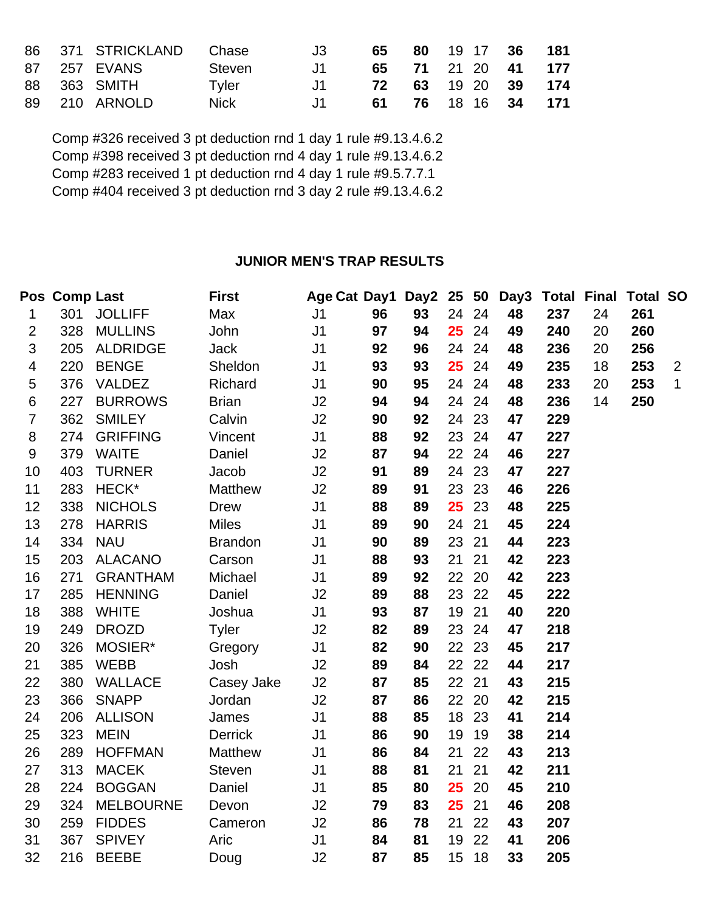| | | | | | | | | | | |
|---|---|---|---|---|---|---|---|---|---|---|
| 86 | 371 | STRICKLAND | Chase | J3 | **65** | **80** | 19 | 17 | **36** | **181** |
| 87 | 257 | EVANS | Steven | J1 | **65** | **71** | 21 | 20 | **41** | **177** |
| 88 | 363 | SMITH | Tyler | J1 | **72** | **63** | 19 | 20 | **39** | **174** |
| 89 | 210 | ARNOLD | Nick | J1 | **61** | **76** | 18 | 16 | **34** | **171** |

Comp #326 received 3 pt deduction rnd 1 day 1 rule #9.13.4.6.2
Comp #398 received 3 pt deduction rnd 4 day 1 rule #9.13.4.6.2
Comp #283 received 1 pt deduction rnd 4 day 1 rule #9.5.7.7.1
Comp #404 received 3 pt deduction rnd 3 day 2 rule #9.13.4.6.2

## JUNIOR MEN'S TRAP RESULTS

| Pos | Comp | Last | First | Age Cat | Day1 | Day2 | 25 | 50 | Day3 | Total | Final | Total | SO |
|---|---|---|---|---|---|---|---|---|---|---|---|---|---|
| 1 | 301 | JOLLIFF | Max | J1 | **96** | **93** | 24 | 24 | **48** | **237** | 24 | **261** | |
| 2 | 328 | MULLINS | John | J1 | **97** | **94** | **25** | 24 | **49** | **240** | 20 | **260** | |
| 3 | 205 | ALDRIDGE | Jack | J1 | **92** | **96** | 24 | 24 | **48** | **236** | 20 | **256** | |
| 4 | 220 | BENGE | Sheldon | J1 | **93** | **93** | **25** | 24 | **49** | **235** | 18 | **253** | 2 |
| 5 | 376 | VALDEZ | Richard | J1 | **90** | **95** | 24 | 24 | **48** | **233** | 20 | **253** | 1 |
| 6 | 227 | BURROWS | Brian | J2 | **94** | **94** | 24 | 24 | **48** | **236** | 14 | **250** | |
| 7 | 362 | SMILEY | Calvin | J2 | **90** | **92** | 24 | 23 | **47** | **229** | | | |
| 8 | 274 | GRIFFING | Vincent | J1 | **88** | **92** | 23 | 24 | **47** | **227** | | | |
| 9 | 379 | WAITE | Daniel | J2 | **87** | **94** | 22 | 24 | **46** | **227** | | | |
| 10 | 403 | TURNER | Jacob | J2 | **91** | **89** | 24 | 23 | **47** | **227** | | | |
| 11 | 283 | HECK* | Matthew | J2 | **89** | **91** | 23 | 23 | **46** | **226** | | | |
| 12 | 338 | NICHOLS | Drew | J1 | **88** | **89** | **25** | 23 | **48** | **225** | | | |
| 13 | 278 | HARRIS | Miles | J1 | **89** | **90** | 24 | 21 | **45** | **224** | | | |
| 14 | 334 | NAU | Brandon | J1 | **90** | **89** | 23 | 21 | **44** | **223** | | | |
| 15 | 203 | ALACANO | Carson | J1 | **88** | **93** | 21 | 21 | **42** | **223** | | | |
| 16 | 271 | GRANTHAM | Michael | J1 | **89** | **92** | 22 | 20 | **42** | **223** | | | |
| 17 | 285 | HENNING | Daniel | J2 | **89** | **88** | 23 | 22 | **45** | **222** | | | |
| 18 | 388 | WHITE | Joshua | J1 | **93** | **87** | 19 | 21 | **40** | **220** | | | |
| 19 | 249 | DROZD | Tyler | J2 | **82** | **89** | 23 | 24 | **47** | **218** | | | |
| 20 | 326 | MOSIER* | Gregory | J1 | **82** | **90** | 22 | 23 | **45** | **217** | | | |
| 21 | 385 | WEBB | Josh | J2 | **89** | **84** | 22 | 22 | **44** | **217** | | | |
| 22 | 380 | WALLACE | Casey Jake | J2 | **87** | **85** | 22 | 21 | **43** | **215** | | | |
| 23 | 366 | SNAPP | Jordan | J2 | **87** | **86** | 22 | 20 | **42** | **215** | | | |
| 24 | 206 | ALLISON | James | J1 | **88** | **85** | 18 | 23 | **41** | **214** | | | |
| 25 | 323 | MEIN | Derrick | J1 | **86** | **90** | 19 | 19 | **38** | **214** | | | |
| 26 | 289 | HOFFMAN | Matthew | J1 | **86** | **84** | 21 | 22 | **43** | **213** | | | |
| 27 | 313 | MACEK | Steven | J1 | **88** | **81** | 21 | 21 | **42** | **211** | | | |
| 28 | 224 | BOGGAN | Daniel | J1 | **85** | **80** | **25** | 20 | **45** | **210** | | | |
| 29 | 324 | MELBOURNE | Devon | J2 | **79** | **83** | **25** | 21 | **46** | **208** | | | |
| 30 | 259 | FIDDES | Cameron | J2 | **86** | **78** | 21 | 22 | **43** | **207** | | | |
| 31 | 367 | SPIVEY | Aric | J1 | **84** | **81** | 19 | 22 | **41** | **206** | | | |
| 32 | 216 | BEEBE | Doug | J2 | **87** | **85** | 15 | 18 | **33** | **205** | | | |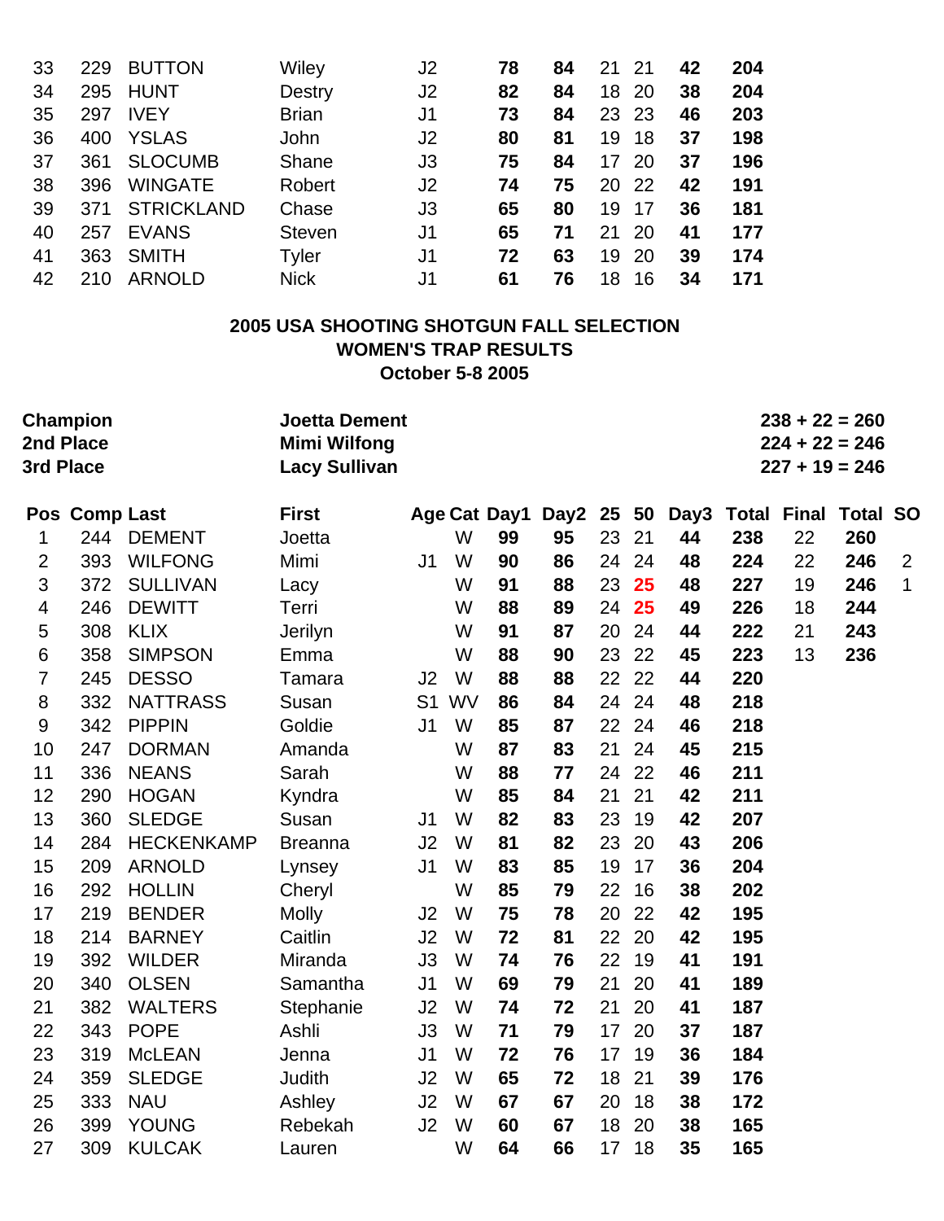| | | | | | | | | | | | |
|---|---|---|---|---|---|---|---|---|---|---|---|
| 33 | 229 | BUTTON | Wiley | J2 | | **78** | **84** | 21 | 21 | **42** | **204** |
| 34 | 295 | HUNT | Destry | J2 | | **82** | **84** | 18 | 20 | **38** | **204** |
| 35 | 297 | IVEY | Brian | J1 | | **73** | **84** | 23 | 23 | **46** | **203** |
| 36 | 400 | YSLAS | John | J2 | | **80** | **81** | 19 | 18 | **37** | **198** |
| 37 | 361 | SLOCUMB | Shane | J3 | | **75** | **84** | 17 | 20 | **37** | **196** |
| 38 | 396 | WINGATE | Robert | J2 | | **74** | **75** | 20 | 22 | **42** | **191** |
| 39 | 371 | STRICKLAND | Chase | J3 | | **65** | **80** | 19 | 17 | **36** | **181** |
| 40 | 257 | EVANS | Steven | J1 | | **65** | **71** | 21 | 20 | **41** | **177** |
| 41 | 363 | SMITH | Tyler | J1 | | **72** | **63** | 19 | 20 | **39** | **174** |
| 42 | 210 | ARNOLD | Nick | J1 | | **61** | **76** | 18 | 16 | **34** | **171** |

## 2005 USA SHOOTING SHOTGUN FALL SELECTION
## WOMEN'S TRAP RESULTS
## October 5-8 2005

| | | |
|---|---|---|
| **Champion** | **Joetta Dement** | **238 + 22 = 260** |
| **2nd Place** | **Mimi Wilfong** | **224 + 22 = 246** |
| **3rd Place** | **Lacy Sullivan** | **227 + 19 = 246** |

| Pos | Comp | Last | First | Age | Cat | Day1 | Day2 | 25 | 50 | Day3 | Total | Final | Total | SO |
|---|---|---|---|---|---|---|---|---|---|---|---|---|---|---|
| 1 | 244 | DEMENT | Joetta | | W | **99** | **95** | 23 | 21 | **44** | **238** | 22 | **260** | |
| 2 | 393 | WILFONG | Mimi | J1 | W | **90** | **86** | 24 | 24 | **48** | **224** | 22 | **246** | 2 |
| 3 | 372 | SULLIVAN | Lacy | | W | **91** | **88** | 23 | **25** | **48** | **227** | 19 | **246** | 1 |
| 4 | 246 | DEWITT | Terri | | W | **88** | **89** | 24 | **25** | **49** | **226** | 18 | **244** | |
| 5 | 308 | KLIX | Jerilyn | | W | **91** | **87** | 20 | 24 | **44** | **222** | 21 | **243** | |
| 6 | 358 | SIMPSON | Emma | | W | **88** | **90** | 23 | 22 | **45** | **223** | 13 | **236** | |
| 7 | 245 | DESSO | Tamara | J2 | W | **88** | **88** | 22 | 22 | **44** | **220** | | | |
| 8 | 332 | NATTRASS | Susan | S1 | WV | **86** | **84** | 24 | 24 | **48** | **218** | | | |
| 9 | 342 | PIPPIN | Goldie | J1 | W | **85** | **87** | 22 | 24 | **46** | **218** | | | |
| 10 | 247 | DORMAN | Amanda | | W | **87** | **83** | 21 | 24 | **45** | **215** | | | |
| 11 | 336 | NEANS | Sarah | | W | **88** | **77** | 24 | 22 | **46** | **211** | | | |
| 12 | 290 | HOGAN | Kyndra | | W | **85** | **84** | 21 | 21 | **42** | **211** | | | |
| 13 | 360 | SLEDGE | Susan | J1 | W | **82** | **83** | 23 | 19 | **42** | **207** | | | |
| 14 | 284 | HECKENKAMP | Breanna | J2 | W | **81** | **82** | 23 | 20 | **43** | **206** | | | |
| 15 | 209 | ARNOLD | Lynsey | J1 | W | **83** | **85** | 19 | 17 | **36** | **204** | | | |
| 16 | 292 | HOLLIN | Cheryl | | W | **85** | **79** | 22 | 16 | **38** | **202** | | | |
| 17 | 219 | BENDER | Molly | J2 | W | **75** | **78** | 20 | 22 | **42** | **195** | | | |
| 18 | 214 | BARNEY | Caitlin | J2 | W | **72** | **81** | 22 | 20 | **42** | **195** | | | |
| 19 | 392 | WILDER | Miranda | J3 | W | **74** | **76** | 22 | 19 | **41** | **191** | | | |
| 20 | 340 | OLSEN | Samantha | J1 | W | **69** | **79** | 21 | 20 | **41** | **189** | | | |
| 21 | 382 | WALTERS | Stephanie | J2 | W | **74** | **72** | 21 | 20 | **41** | **187** | | | |
| 22 | 343 | POPE | Ashli | J3 | W | **71** | **79** | 17 | 20 | **37** | **187** | | | |
| 23 | 319 | McLEAN | Jenna | J1 | W | **72** | **76** | 17 | 19 | **36** | **184** | | | |
| 24 | 359 | SLEDGE | Judith | J2 | W | **65** | **72** | 18 | 21 | **39** | **176** | | | |
| 25 | 333 | NAU | Ashley | J2 | W | **67** | **67** | 20 | 18 | **38** | **172** | | | |
| 26 | 399 | YOUNG | Rebekah | J2 | W | **60** | **67** | 18 | 20 | **38** | **165** | | | |
| 27 | 309 | KULCAK | Lauren | | W | **64** | **66** | 17 | 18 | **35** | **165** | | | |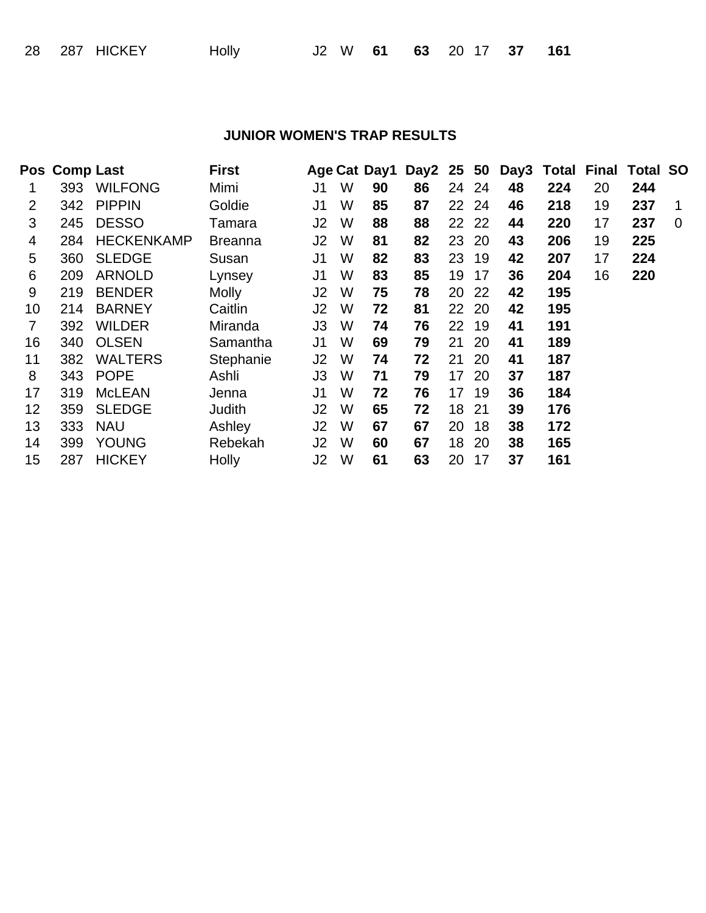| 28 | 287 | HICKEY | Holly | J2 | W | **61** | **63** | 20 | 17 | **37** | **161** |
|---|---|---|---|---|---|---|---|---|---|---|---|

### JUNIOR WOMEN'S TRAP RESULTS

| Pos | Comp | Last | First | Age | Cat | Day1 | Day2 | 25 | 50 | Day3 | Total | Final | Total | SO |
|---|---|---|---|---|---|---|---|---|---|---|---|---|---|---|
| 1 | 393 | WILFONG | Mimi | J1 | W | **90** | **86** | 24 | 24 | **48** | **224** | 20 | **244** | |
| 2 | 342 | PIPPIN | Goldie | J1 | W | **85** | **87** | 22 | 24 | **46** | **218** | 19 | **237** | 1 |
| 3 | 245 | DESSO | Tamara | J2 | W | **88** | **88** | 22 | 22 | **44** | **220** | 17 | **237** | 0 |
| 4 | 284 | HECKENKAMP | Breanna | J2 | W | **81** | **82** | 23 | 20 | **43** | **206** | 19 | **225** | |
| 5 | 360 | SLEDGE | Susan | J1 | W | **82** | **83** | 23 | 19 | **42** | **207** | 17 | **224** | |
| 6 | 209 | ARNOLD | Lynsey | J1 | W | **83** | **85** | 19 | 17 | **36** | **204** | 16 | **220** | |
| 9 | 219 | BENDER | Molly | J2 | W | **75** | **78** | 20 | 22 | **42** | **195** | | | |
| 10 | 214 | BARNEY | Caitlin | J2 | W | **72** | **81** | 22 | 20 | **42** | **195** | | | |
| 7 | 392 | WILDER | Miranda | J3 | W | **74** | **76** | 22 | 19 | **41** | **191** | | | |
| 16 | 340 | OLSEN | Samantha | J1 | W | **69** | **79** | 21 | 20 | **41** | **189** | | | |
| 11 | 382 | WALTERS | Stephanie | J2 | W | **74** | **72** | 21 | 20 | **41** | **187** | | | |
| 8 | 343 | POPE | Ashli | J3 | W | **71** | **79** | 17 | 20 | **37** | **187** | | | |
| 17 | 319 | McLEAN | Jenna | J1 | W | **72** | **76** | 17 | 19 | **36** | **184** | | | |
| 12 | 359 | SLEDGE | Judith | J2 | W | **65** | **72** | 18 | 21 | **39** | **176** | | | |
| 13 | 333 | NAU | Ashley | J2 | W | **67** | **67** | 20 | 18 | **38** | **172** | | | |
| 14 | 399 | YOUNG | Rebekah | J2 | W | **60** | **67** | 18 | 20 | **38** | **165** | | | |
| 15 | 287 | HICKEY | Holly | J2 | W | **61** | **63** | 20 | 17 | **37** | **161** | | | |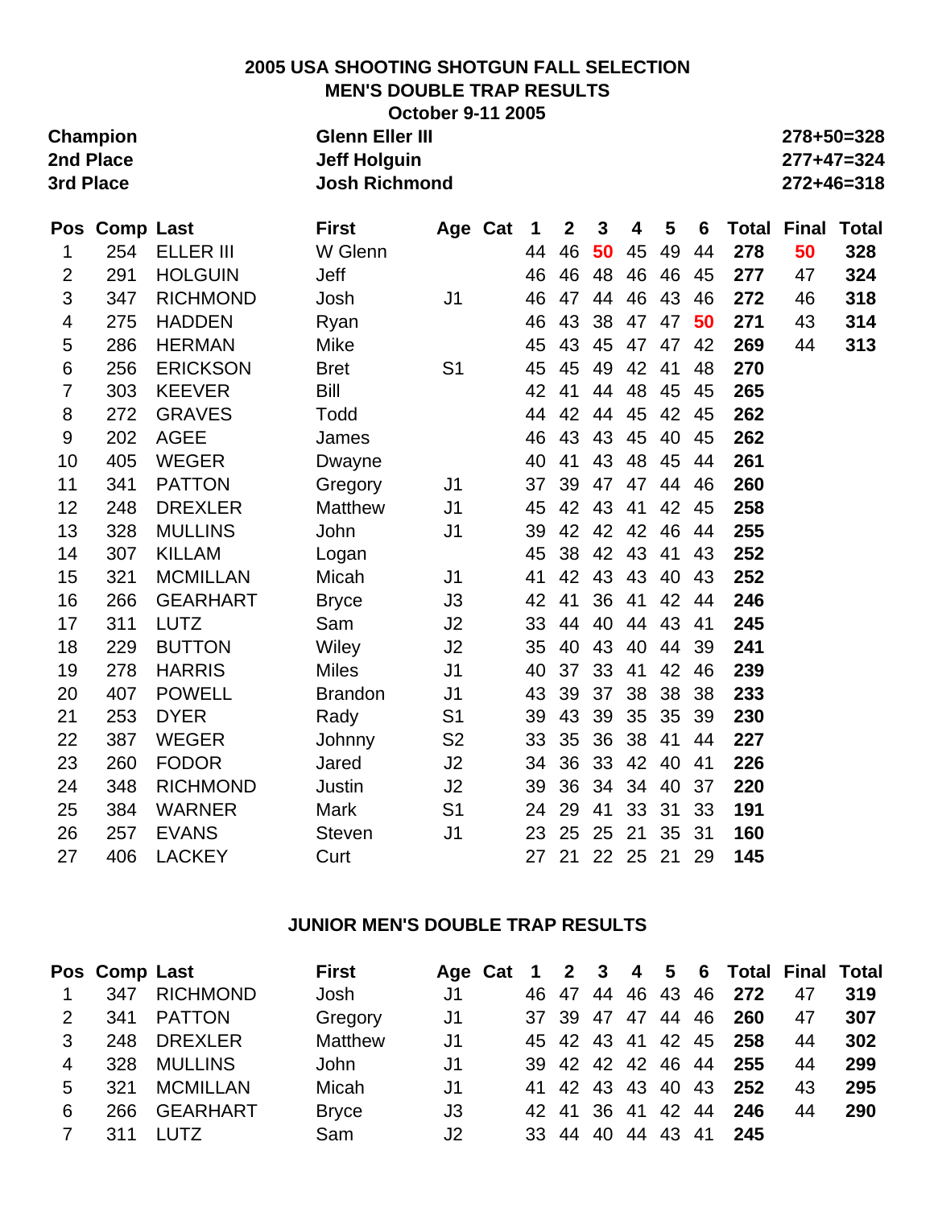# 2005 USA SHOOTING SHOTGUN FALL SELECTION
## MEN'S DOUBLE TRAP RESULTS
### October 9-11 2005

| | | |
|---|---|---|
| **Champion** | **Glenn Eller III** | **278+50=328** |
| **2nd Place** | **Jeff Holguin** | **277+47=324** |
| **3rd Place** | **Josh Richmond** | **272+46=318** |

| Pos | Comp | Last | First | Age | Cat | 1 | 2 | 3 | 4 | 5 | 6 | Total | Final | Total |
|---|---|---|---|---|---|---|---|---|---|---|---|---|---|---|
| 1 | 254 | ELLER III | W Glenn | | | 44 | 46 | **50** | 45 | 49 | 44 | **278** | **50** | **328** |
| 2 | 291 | HOLGUIN | Jeff | | | 46 | 46 | 48 | 46 | 46 | 45 | **277** | 47 | **324** |
| 3 | 347 | RICHMOND | Josh | J1 | | 46 | 47 | 44 | 46 | 43 | 46 | **272** | 46 | **318** |
| 4 | 275 | HADDEN | Ryan | | | 46 | 43 | 38 | 47 | 47 | **50** | **271** | 43 | **314** |
| 5 | 286 | HERMAN | Mike | | | 45 | 43 | 45 | 47 | 47 | 42 | **269** | 44 | **313** |
| 6 | 256 | ERICKSON | Bret | S1 | | 45 | 45 | 49 | 42 | 41 | 48 | **270** | | |
| 7 | 303 | KEEVER | Bill | | | 42 | 41 | 44 | 48 | 45 | 45 | **265** | | |
| 8 | 272 | GRAVES | Todd | | | 44 | 42 | 44 | 45 | 42 | 45 | **262** | | |
| 9 | 202 | AGEE | James | | | 46 | 43 | 43 | 45 | 40 | 45 | **262** | | |
| 10 | 405 | WEGER | Dwayne | | | 40 | 41 | 43 | 48 | 45 | 44 | **261** | | |
| 11 | 341 | PATTON | Gregory | J1 | | 37 | 39 | 47 | 47 | 44 | 46 | **260** | | |
| 12 | 248 | DREXLER | Matthew | J1 | | 45 | 42 | 43 | 41 | 42 | 45 | **258** | | |
| 13 | 328 | MULLINS | John | J1 | | 39 | 42 | 42 | 42 | 46 | 44 | **255** | | |
| 14 | 307 | KILLAM | Logan | | | 45 | 38 | 42 | 43 | 41 | 43 | **252** | | |
| 15 | 321 | MCMILLAN | Micah | J1 | | 41 | 42 | 43 | 43 | 40 | 43 | **252** | | |
| 16 | 266 | GEARHART | Bryce | J3 | | 42 | 41 | 36 | 41 | 42 | 44 | **246** | | |
| 17 | 311 | LUTZ | Sam | J2 | | 33 | 44 | 40 | 44 | 43 | 41 | **245** | | |
| 18 | 229 | BUTTON | Wiley | J2 | | 35 | 40 | 43 | 40 | 44 | 39 | **241** | | |
| 19 | 278 | HARRIS | Miles | J1 | | 40 | 37 | 33 | 41 | 42 | 46 | **239** | | |
| 20 | 407 | POWELL | Brandon | J1 | | 43 | 39 | 37 | 38 | 38 | 38 | **233** | | |
| 21 | 253 | DYER | Rady | S1 | | 39 | 43 | 39 | 35 | 35 | 39 | **230** | | |
| 22 | 387 | WEGER | Johnny | S2 | | 33 | 35 | 36 | 38 | 41 | 44 | **227** | | |
| 23 | 260 | FODOR | Jared | J2 | | 34 | 36 | 33 | 42 | 40 | 41 | **226** | | |
| 24 | 348 | RICHMOND | Justin | J2 | | 39 | 36 | 34 | 34 | 40 | 37 | **220** | | |
| 25 | 384 | WARNER | Mark | S1 | | 24 | 29 | 41 | 33 | 31 | 33 | **191** | | |
| 26 | 257 | EVANS | Steven | J1 | | 23 | 25 | 25 | 21 | 35 | 31 | **160** | | |
| 27 | 406 | LACKEY | Curt | | | 27 | 21 | 22 | 25 | 21 | 29 | **145** | | |

## JUNIOR MEN'S DOUBLE TRAP RESULTS

| Pos | Comp | Last | First | Age | Cat | 1 | 2 | 3 | 4 | 5 | 6 | Total | Final | Total |
|---|---|---|---|---|---|---|---|---|---|---|---|---|---|---|
| 1 | 347 | RICHMOND | Josh | J1 | | 46 | 47 | 44 | 46 | 43 | 46 | **272** | 47 | **319** |
| 2 | 341 | PATTON | Gregory | J1 | | 37 | 39 | 47 | 47 | 44 | 46 | **260** | 47 | **307** |
| 3 | 248 | DREXLER | Matthew | J1 | | 45 | 42 | 43 | 41 | 42 | 45 | **258** | 44 | **302** |
| 4 | 328 | MULLINS | John | J1 | | 39 | 42 | 42 | 42 | 46 | 44 | **255** | 44 | **299** |
| 5 | 321 | MCMILLAN | Micah | J1 | | 41 | 42 | 43 | 43 | 40 | 43 | **252** | 43 | **295** |
| 6 | 266 | GEARHART | Bryce | J3 | | 42 | 41 | 36 | 41 | 42 | 44 | **246** | 44 | **290** |
| 7 | 311 | LUTZ | Sam | J2 | | 33 | 44 | 40 | 44 | 43 | 41 | **245** | | |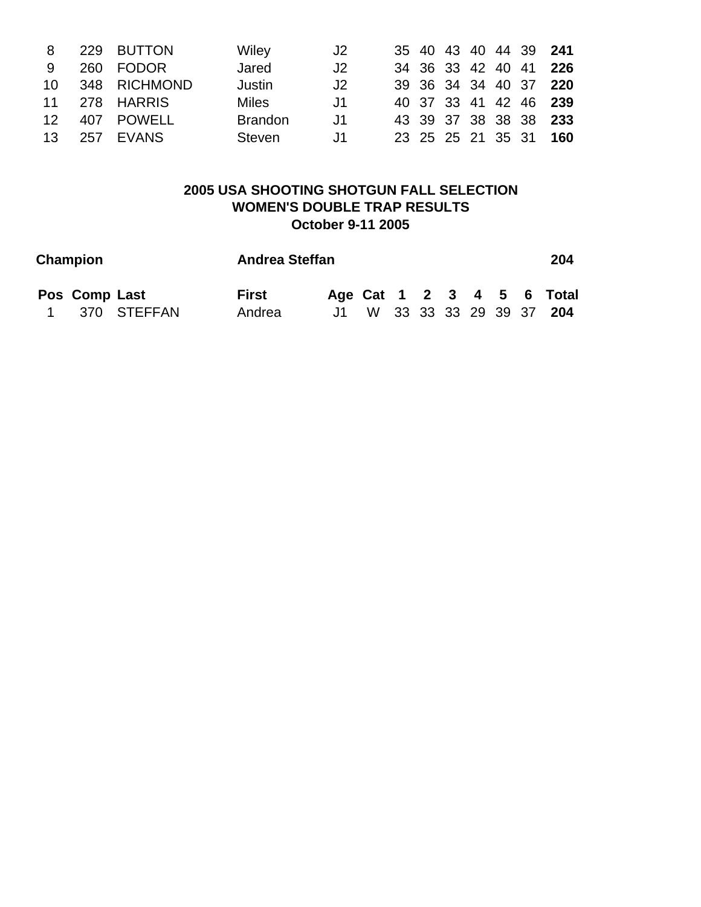| 8 | 229 | BUTTON | Wiley | J2 | | 35 | 40 | 43 | 40 | 44 | 39 | **241** |
|---|---|---|---|---|---|---|---|---|---|---|---|---|
| 9 | 260 | FODOR | Jared | J2 | | 34 | 36 | 33 | 42 | 40 | 41 | **226** |
| 10 | 348 | RICHMOND | Justin | J2 | | 39 | 36 | 34 | 34 | 40 | 37 | **220** |
| 11 | 278 | HARRIS | Miles | J1 | | 40 | 37 | 33 | 41 | 42 | 46 | **239** |
| 12 | 407 | POWELL | Brandon | J1 | | 43 | 39 | 37 | 38 | 38 | 38 | **233** |
| 13 | 257 | EVANS | Steven | J1 | | 23 | 25 | 25 | 21 | 35 | 31 | **160** |

## 2005 USA SHOOTING SHOTGUN FALL SELECTION
## WOMEN'S DOUBLE TRAP RESULTS
## October 9-11 2005

**Champion** **Andrea Steffan** **204**

| Pos | Comp | Last | First | Age | Cat | 1 | 2 | 3 | 4 | 5 | 6 | Total |
|---|---|---|---|---|---|---|---|---|---|---|---|---|
| 1 | 370 | STEFFAN | Andrea | J1 | W | 33 | 33 | 33 | 29 | 39 | 37 | **204** |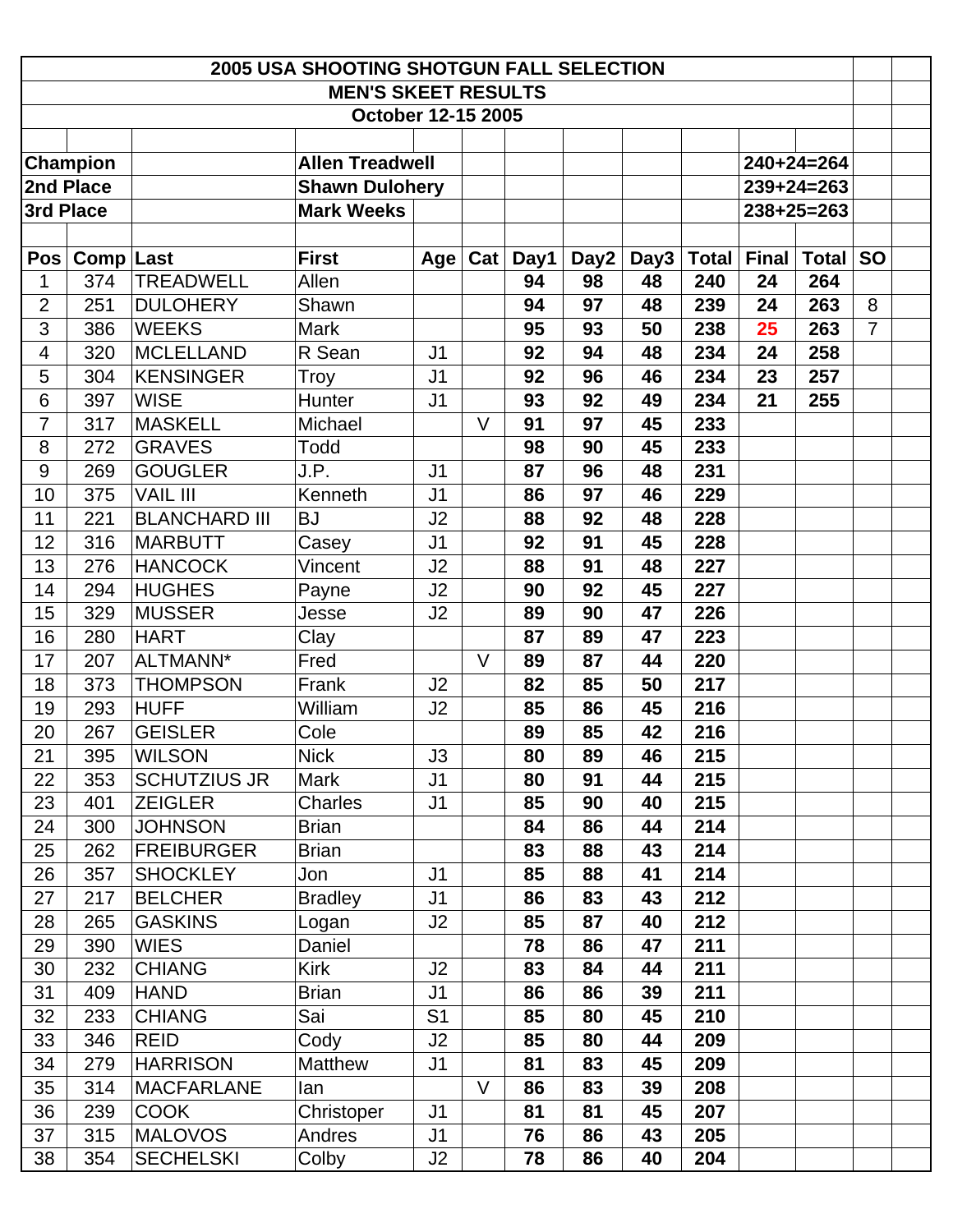# 2005 USA SHOOTING SHOTGUN FALL SELECTION

## MEN'S SKEET RESULTS

### October 12-15 2005

| | | | |
|---|---|---|---|
| **Champion** | **Allen Treadwell** | **240+24=264** |
| **2nd Place** | **Shawn Dulohery** | **239+24=263** |
| **3rd Place** | **Mark Weeks** | **238+25=263** |

| Pos | Comp | Last | First | Age | Cat | Day1 | Day2 | Day3 | Total | Final | Total | SO |
|---|---|---|---|---|---|---|---|---|---|---|---|---|
| 1 | 374 | TREADWELL | Allen | | | 94 | 98 | 48 | 240 | 24 | 264 | |
| 2 | 251 | DULOHERY | Shawn | | | 94 | 97 | 48 | 239 | 24 | 263 | 8 |
| 3 | 386 | WEEKS | Mark | | | 95 | 93 | 50 | 238 | 25 | 263 | 7 |
| 4 | 320 | MCLELLAND | R Sean | J1 | | 92 | 94 | 48 | 234 | 24 | 258 | |
| 5 | 304 | KENSINGER | Troy | J1 | | 92 | 96 | 46 | 234 | 23 | 257 | |
| 6 | 397 | WISE | Hunter | J1 | | 93 | 92 | 49 | 234 | 21 | 255 | |
| 7 | 317 | MASKELL | Michael | | V | 91 | 97 | 45 | 233 | | | |
| 8 | 272 | GRAVES | Todd | | | 98 | 90 | 45 | 233 | | | |
| 9 | 269 | GOUGLER | J.P. | J1 | | 87 | 96 | 48 | 231 | | | |
| 10 | 375 | VAIL III | Kenneth | J1 | | 86 | 97 | 46 | 229 | | | |
| 11 | 221 | BLANCHARD III | BJ | J2 | | 88 | 92 | 48 | 228 | | | |
| 12 | 316 | MARBUTT | Casey | J1 | | 92 | 91 | 45 | 228 | | | |
| 13 | 276 | HANCOCK | Vincent | J2 | | 88 | 91 | 48 | 227 | | | |
| 14 | 294 | HUGHES | Payne | J2 | | 90 | 92 | 45 | 227 | | | |
| 15 | 329 | MUSSER | Jesse | J2 | | 89 | 90 | 47 | 226 | | | |
| 16 | 280 | HART | Clay | | | 87 | 89 | 47 | 223 | | | |
| 17 | 207 | ALTMANN* | Fred | | V | 89 | 87 | 44 | 220 | | | |
| 18 | 373 | THOMPSON | Frank | J2 | | 82 | 85 | 50 | 217 | | | |
| 19 | 293 | HUFF | William | J2 | | 85 | 86 | 45 | 216 | | | |
| 20 | 267 | GEISLER | Cole | | | 89 | 85 | 42 | 216 | | | |
| 21 | 395 | WILSON | Nick | J3 | | 80 | 89 | 46 | 215 | | | |
| 22 | 353 | SCHUTZIUS JR | Mark | J1 | | 80 | 91 | 44 | 215 | | | |
| 23 | 401 | ZEIGLER | Charles | J1 | | 85 | 90 | 40 | 215 | | | |
| 24 | 300 | JOHNSON | Brian | | | 84 | 86 | 44 | 214 | | | |
| 25 | 262 | FREIBURGER | Brian | | | 83 | 88 | 43 | 214 | | | |
| 26 | 357 | SHOCKLEY | Jon | J1 | | 85 | 88 | 41 | 214 | | | |
| 27 | 217 | BELCHER | Bradley | J1 | | 86 | 83 | 43 | 212 | | | |
| 28 | 265 | GASKINS | Logan | J2 | | 85 | 87 | 40 | 212 | | | |
| 29 | 390 | WIES | Daniel | | | 78 | 86 | 47 | 211 | | | |
| 30 | 232 | CHIANG | Kirk | J2 | | 83 | 84 | 44 | 211 | | | |
| 31 | 409 | HAND | Brian | J1 | | 86 | 86 | 39 | 211 | | | |
| 32 | 233 | CHIANG | Sai | S1 | | 85 | 80 | 45 | 210 | | | |
| 33 | 346 | REID | Cody | J2 | | 85 | 80 | 44 | 209 | | | |
| 34 | 279 | HARRISON | Matthew | J1 | | 81 | 83 | 45 | 209 | | | |
| 35 | 314 | MACFARLANE | Ian | | V | 86 | 83 | 39 | 208 | | | |
| 36 | 239 | COOK | Christoper | J1 | | 81 | 81 | 45 | 207 | | | |
| 37 | 315 | MALOVOS | Andres | J1 | | 76 | 86 | 43 | 205 | | | |
| 38 | 354 | SECHELSKI | Colby | J2 | | 78 | 86 | 40 | 204 | | | |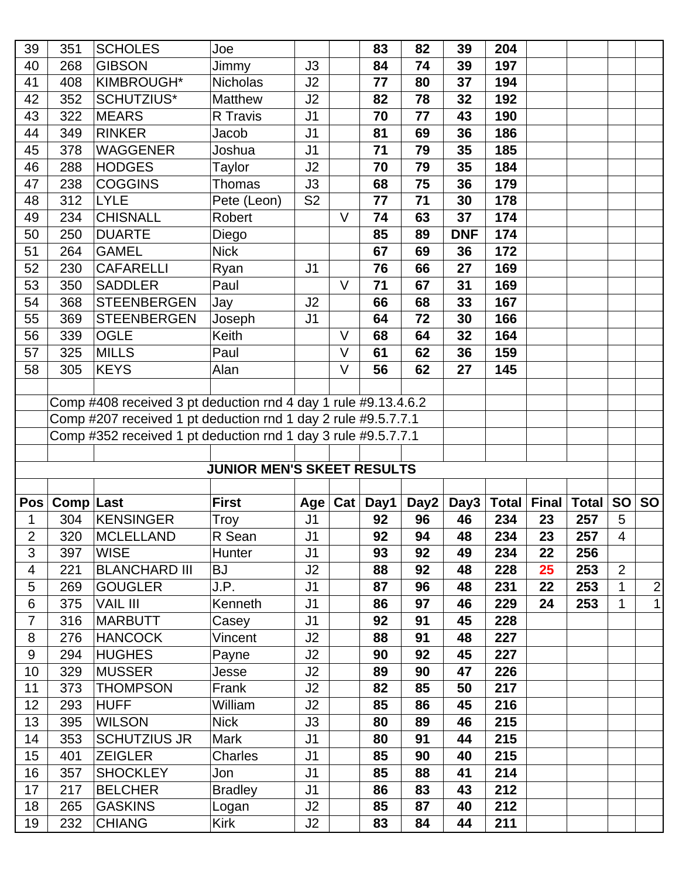| | | | | | | | | | | | | | |
|---|---|---|---|---|---|---|---|---|---|---|---|---|---|
| 39 | 351 | SCHOLES | Joe | | | 83 | 82 | 39 | 204 | | | | |
| 40 | 268 | GIBSON | Jimmy | J3 | | 84 | 74 | 39 | 197 | | | | |
| 41 | 408 | KIMBROUGH* | Nicholas | J2 | | 77 | 80 | 37 | 194 | | | | |
| 42 | 352 | SCHUTZIUS* | Matthew | J2 | | 82 | 78 | 32 | 192 | | | | |
| 43 | 322 | MEARS | R Travis | J1 | | 70 | 77 | 43 | 190 | | | | |
| 44 | 349 | RINKER | Jacob | J1 | | 81 | 69 | 36 | 186 | | | | |
| 45 | 378 | WAGGENER | Joshua | J1 | | 71 | 79 | 35 | 185 | | | | |
| 46 | 288 | HODGES | Taylor | J2 | | 70 | 79 | 35 | 184 | | | | |
| 47 | 238 | COGGINS | Thomas | J3 | | 68 | 75 | 36 | 179 | | | | |
| 48 | 312 | LYLE | Pete (Leon) | S2 | | 77 | 71 | 30 | 178 | | | | |
| 49 | 234 | CHISNALL | Robert | | V | 74 | 63 | 37 | 174 | | | | |
| 50 | 250 | DUARTE | Diego | | | 85 | 89 | DNF | 174 | | | | |
| 51 | 264 | GAMEL | Nick | | | 67 | 69 | 36 | 172 | | | | |
| 52 | 230 | CAFARELLI | Ryan | J1 | | 76 | 66 | 27 | 169 | | | | |
| 53 | 350 | SADDLER | Paul | | V | 71 | 67 | 31 | 169 | | | | |
| 54 | 368 | STEENBERGEN | Jay | J2 | | 66 | 68 | 33 | 167 | | | | |
| 55 | 369 | STEENBERGEN | Joseph | J1 | | 64 | 72 | 30 | 166 | | | | |
| 56 | 339 | OGLE | Keith | | V | 68 | 64 | 32 | 164 | | | | |
| 57 | 325 | MILLS | Paul | | V | 61 | 62 | 36 | 159 | | | | |
| 58 | 305 | KEYS | Alan | | V | 56 | 62 | 27 | 145 | | | | |

Comp #408 received 3 pt deduction rnd 4 day 1 rule #9.13.4.6.2

Comp #207 received 1 pt deduction rnd 1 day 2 rule #9.5.7.7.1

Comp #352 received 1 pt deduction rnd 1 day 3 rule #9.5.7.7.1

## JUNIOR MEN'S SKEET RESULTS

| Pos | Comp | Last | First | Age | Cat | Day1 | Day2 | Day3 | Total | Final | Total | SO | SO |
|---|---|---|---|---|---|---|---|---|---|---|---|---|---|
| 1 | 304 | KENSINGER | Troy | J1 | | 92 | 96 | 46 | 234 | 23 | 257 | 5 | |
| 2 | 320 | MCLELLAND | R Sean | J1 | | 92 | 94 | 48 | 234 | 23 | 257 | 4 | |
| 3 | 397 | WISE | Hunter | J1 | | 93 | 92 | 49 | 234 | 22 | 256 | | |
| 4 | 221 | BLANCHARD III | BJ | J2 | | 88 | 92 | 48 | 228 | 25 | 253 | 2 | |
| 5 | 269 | GOUGLER | J.P. | J1 | | 87 | 96 | 48 | 231 | 22 | 253 | 1 | 2 |
| 6 | 375 | VAIL III | Kenneth | J1 | | 86 | 97 | 46 | 229 | 24 | 253 | 1 | 1 |
| 7 | 316 | MARBUTT | Casey | J1 | | 92 | 91 | 45 | 228 | | | | |
| 8 | 276 | HANCOCK | Vincent | J2 | | 88 | 91 | 48 | 227 | | | | |
| 9 | 294 | HUGHES | Payne | J2 | | 90 | 92 | 45 | 227 | | | | |
| 10 | 329 | MUSSER | Jesse | J2 | | 89 | 90 | 47 | 226 | | | | |
| 11 | 373 | THOMPSON | Frank | J2 | | 82 | 85 | 50 | 217 | | | | |
| 12 | 293 | HUFF | William | J2 | | 85 | 86 | 45 | 216 | | | | |
| 13 | 395 | WILSON | Nick | J3 | | 80 | 89 | 46 | 215 | | | | |
| 14 | 353 | SCHUTZIUS JR | Mark | J1 | | 80 | 91 | 44 | 215 | | | | |
| 15 | 401 | ZEIGLER | Charles | J1 | | 85 | 90 | 40 | 215 | | | | |
| 16 | 357 | SHOCKLEY | Jon | J1 | | 85 | 88 | 41 | 214 | | | | |
| 17 | 217 | BELCHER | Bradley | J1 | | 86 | 83 | 43 | 212 | | | | |
| 18 | 265 | GASKINS | Logan | J2 | | 85 | 87 | 40 | 212 | | | | |
| 19 | 232 | CHIANG | Kirk | J2 | | 83 | 84 | 44 | 211 | | | | |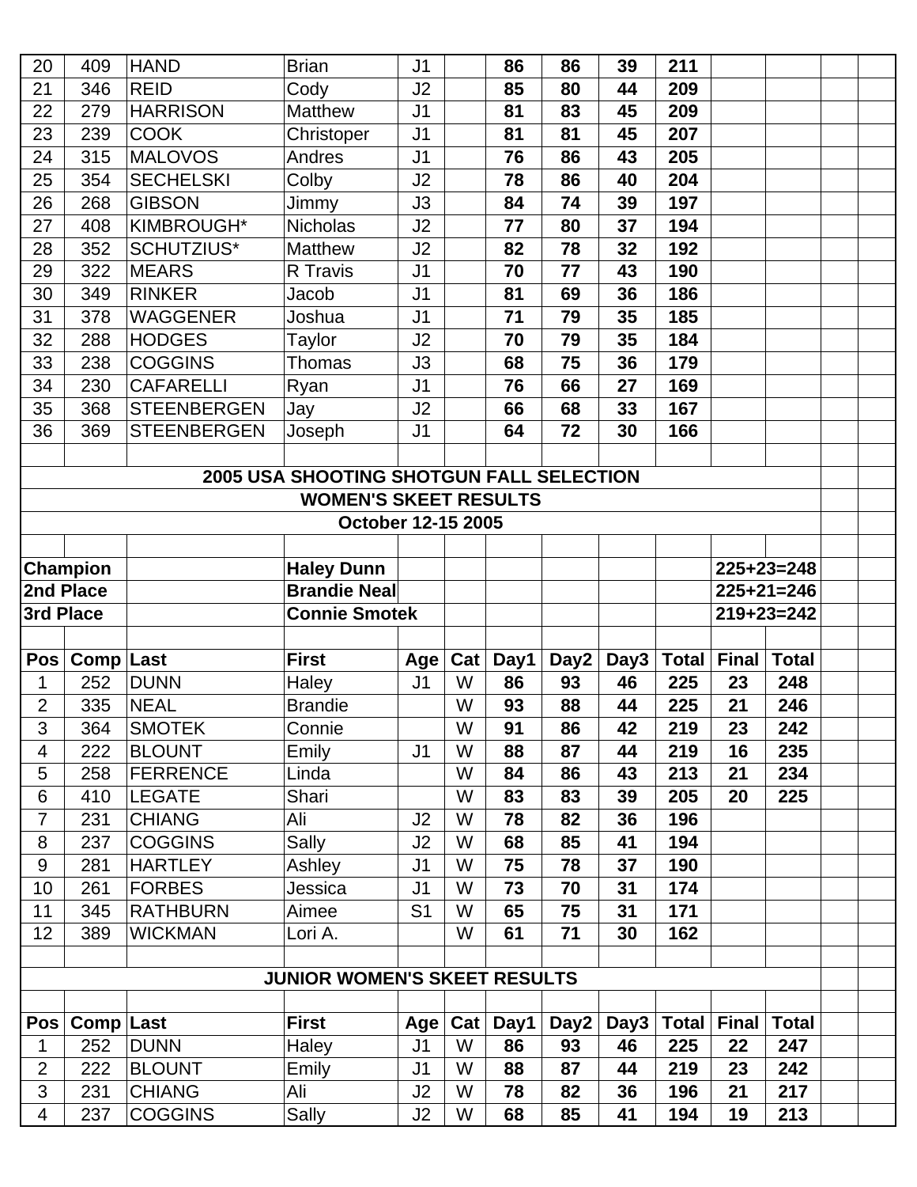| | | | | | | | | | | | |
|---|---|---|---|---|---|---|---|---|---|---|---|
| 20 | 409 | HAND | Brian | J1 | | 86 | 86 | 39 | 211 | | |
| 21 | 346 | REID | Cody | J2 | | 85 | 80 | 44 | 209 | | |
| 22 | 279 | HARRISON | Matthew | J1 | | 81 | 83 | 45 | 209 | | |
| 23 | 239 | COOK | Christoper | J1 | | 81 | 81 | 45 | 207 | | |
| 24 | 315 | MALOVOS | Andres | J1 | | 76 | 86 | 43 | 205 | | |
| 25 | 354 | SECHELSKI | Colby | J2 | | 78 | 86 | 40 | 204 | | |
| 26 | 268 | GIBSON | Jimmy | J3 | | 84 | 74 | 39 | 197 | | |
| 27 | 408 | KIMBROUGH* | Nicholas | J2 | | 77 | 80 | 37 | 194 | | |
| 28 | 352 | SCHUTZIUS* | Matthew | J2 | | 82 | 78 | 32 | 192 | | |
| 29 | 322 | MEARS | R Travis | J1 | | 70 | 77 | 43 | 190 | | |
| 30 | 349 | RINKER | Jacob | J1 | | 81 | 69 | 36 | 186 | | |
| 31 | 378 | WAGGENER | Joshua | J1 | | 71 | 79 | 35 | 185 | | |
| 32 | 288 | HODGES | Taylor | J2 | | 70 | 79 | 35 | 184 | | |
| 33 | 238 | COGGINS | Thomas | J3 | | 68 | 75 | 36 | 179 | | |
| 34 | 230 | CAFARELLI | Ryan | J1 | | 76 | 66 | 27 | 169 | | |
| 35 | 368 | STEENBERGEN | Jay | J2 | | 66 | 68 | 33 | 167 | | |
| 36 | 369 | STEENBERGEN | Joseph | J1 | | 64 | 72 | 30 | 166 | | |

## 2005 USA SHOOTING SHOTGUN FALL SELECTION

## WOMEN'S SKEET RESULTS

### October 12-15 2005

| | | |
|---|---|---|
| **Champion** | **Haley Dunn** | **225+23=248** |
| **2nd Place** | **Brandie Neal** | **225+21=246** |
| **3rd Place** | **Connie Smotek** | **219+23=242** |

| Pos | Comp | Last | First | Age | Cat | Day1 | Day2 | Day3 | Total | Final | Total |
|---|---|---|---|---|---|---|---|---|---|---|---|
| 1 | 252 | DUNN | Haley | J1 | W | 86 | 93 | 46 | 225 | 23 | 248 |
| 2 | 335 | NEAL | Brandie | | W | 93 | 88 | 44 | 225 | 21 | 246 |
| 3 | 364 | SMOTEK | Connie | | W | 91 | 86 | 42 | 219 | 23 | 242 |
| 4 | 222 | BLOUNT | Emily | J1 | W | 88 | 87 | 44 | 219 | 16 | 235 |
| 5 | 258 | FERRENCE | Linda | | W | 84 | 86 | 43 | 213 | 21 | 234 |
| 6 | 410 | LEGATE | Shari | | W | 83 | 83 | 39 | 205 | 20 | 225 |
| 7 | 231 | CHIANG | Ali | J2 | W | 78 | 82 | 36 | 196 | | |
| 8 | 237 | COGGINS | Sally | J2 | W | 68 | 85 | 41 | 194 | | |
| 9 | 281 | HARTLEY | Ashley | J1 | W | 75 | 78 | 37 | 190 | | |
| 10 | 261 | FORBES | Jessica | J1 | W | 73 | 70 | 31 | 174 | | |
| 11 | 345 | RATHBURN | Aimee | S1 | W | 65 | 75 | 31 | 171 | | |
| 12 | 389 | WICKMAN | Lori A. | | W | 61 | 71 | 30 | 162 | | |

## JUNIOR WOMEN'S SKEET RESULTS

| Pos | Comp | Last | First | Age | Cat | Day1 | Day2 | Day3 | Total | Final | Total |
|---|---|---|---|---|---|---|---|---|---|---|---|
| 1 | 252 | DUNN | Haley | J1 | W | 86 | 93 | 46 | 225 | 22 | 247 |
| 2 | 222 | BLOUNT | Emily | J1 | W | 88 | 87 | 44 | 219 | 23 | 242 |
| 3 | 231 | CHIANG | Ali | J2 | W | 78 | 82 | 36 | 196 | 21 | 217 |
| 4 | 237 | COGGINS | Sally | J2 | W | 68 | 85 | 41 | 194 | 19 | 213 |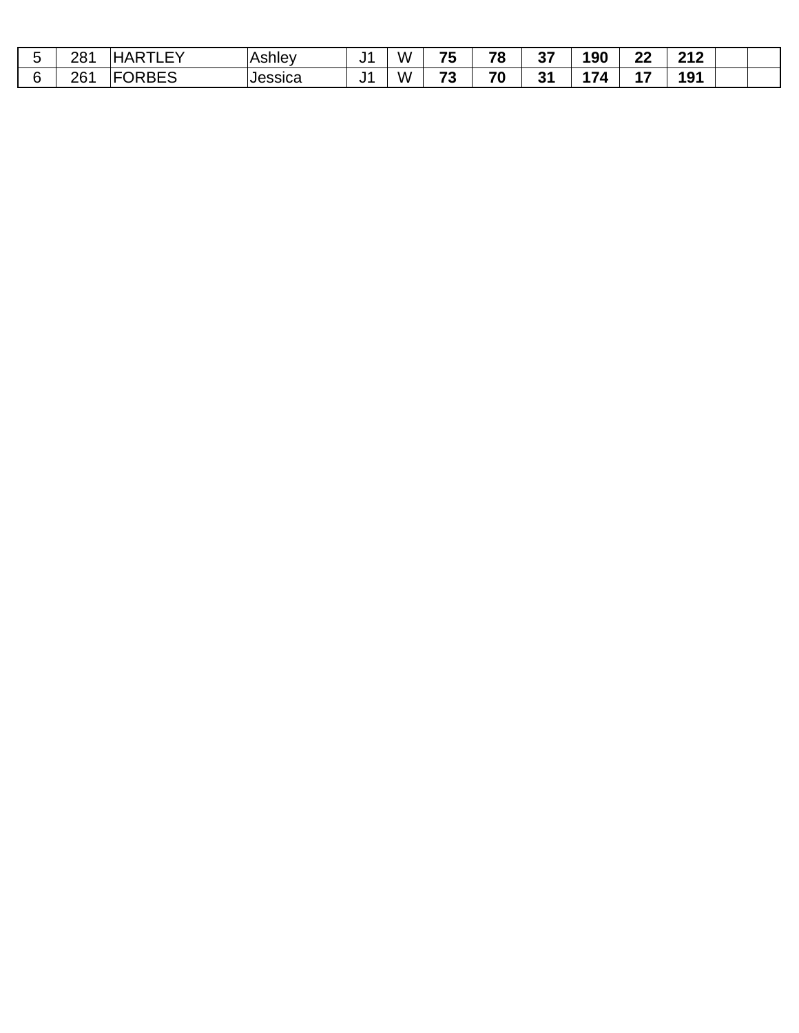| | | | | | | | | | | | | | |
|---|---|---|---|---|---|---|---|---|---|---|---|---|---|
| 5 | 281 | HARTLEY | Ashley | J1 | W | **75** | **78** | **37** | **190** | **22** | **212** | | |
| 6 | 261 | FORBES | Jessica | J1 | W | **73** | **70** | **31** | **174** | **17** | **191** | | |